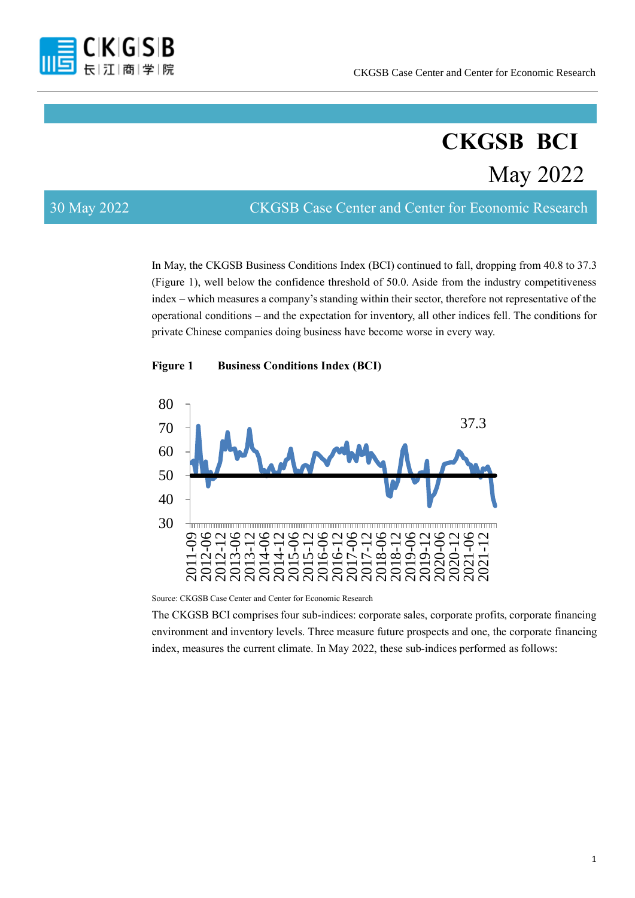# CKGSB BCI

## May 2022

30 May 2022 — CKGSB Case Center and Center for Economic Research

In May, the CKGSB Business Conditions Index (BCI) continued to fall, dropping from 40.8 to 37.3 (Figure 1), well below the confidence threshold of 50.0. Aside from the industry competitiveness index – which measures a company's standing within their sector, therefore not representative of the operational conditions – and the expectation for inventory, all other indices fell. The conditions for private Chinese companies doing business have become worse in every way.

**Figure 1 Business Conditions Index (BCI)**

Source: CKGSB Case Center and Center for Economic Research

The CKGSB BCI comprises four sub-indices: corporate sales, corporate profits, corporate financing environment and inventory levels. Three measure future prospects and one, the corporate financing index, measures the current climate. In May 2022, these sub-indices performed as follows: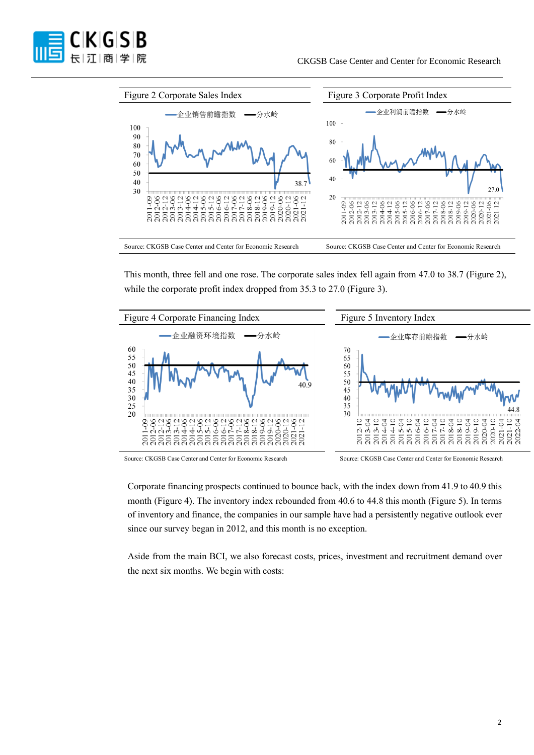Figure 2 Corporate Sales Index

Source: CKGSB Case Center and Center for Economic Research

Figure 3 Corporate Profit Index

Source: CKGSB Case Center and Center for Economic Research

This month, three fell and one rose. The corporate sales index fell again from 47.0 to 38.7 (Figure 2), while the corporate profit index dropped from 35.3 to 27.0 (Figure 3).

Figure 4 Corporate Financing Index

Source: CKGSB Case Center and Center for Economic Research

Figure 5 Inventory Index

Source: CKGSB Case Center and Center for Economic Research

Corporate financing prospects continued to bounce back, with the index down from 41.9 to 40.9 this month (Figure 4). The inventory index rebounded from 40.6 to 44.8 this month (Figure 5). In terms of inventory and finance, the companies in our sample have had a persistently negative outlook ever since our survey began in 2012, and this month is no exception.

Aside from the main BCI, we also forecast costs, prices, investment and recruitment demand over the next six months. We begin with costs: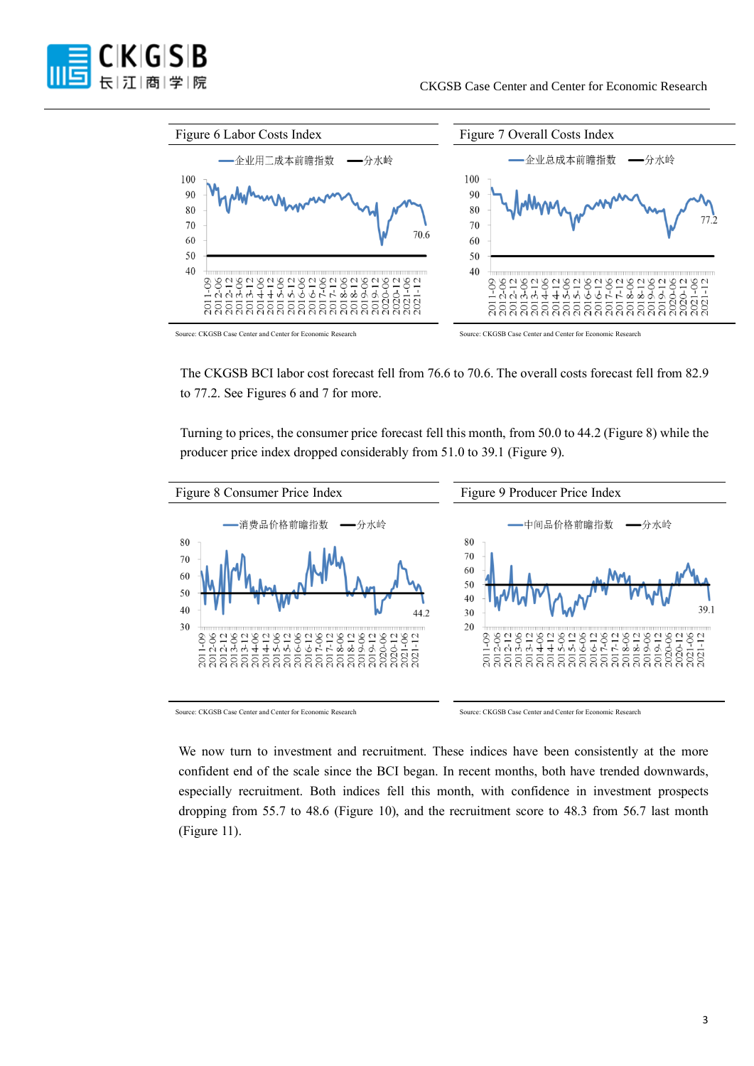Figure 6 Labor Costs Index

Source: CKGSB Case Center and Center for Economic Research

Figure 7 Overall Costs Index

Source: CKGSB Case Center and Center for Economic Research

The CKGSB BCI labor cost forecast fell from 76.6 to 70.6. The overall costs forecast fell from 82.9 to 77.2. See Figures 6 and 7 for more.

Turning to prices, the consumer price forecast fell this month, from 50.0 to 44.2 (Figure 8) while the producer price index dropped considerably from 51.0 to 39.1 (Figure 9).

Figure 8 Consumer Price Index

Source: CKGSB Case Center and Center for Economic Research

Figure 9 Producer Price Index

Source: CKGSB Case Center and Center for Economic Research

We now turn to investment and recruitment. These indices have been consistently at the more confident end of the scale since the BCI began. In recent months, both have trended downwards, especially recruitment. Both indices fell this month, with confidence in investment prospects dropping from 55.7 to 48.6 (Figure 10), and the recruitment score to 48.3 from 56.7 last month (Figure 11).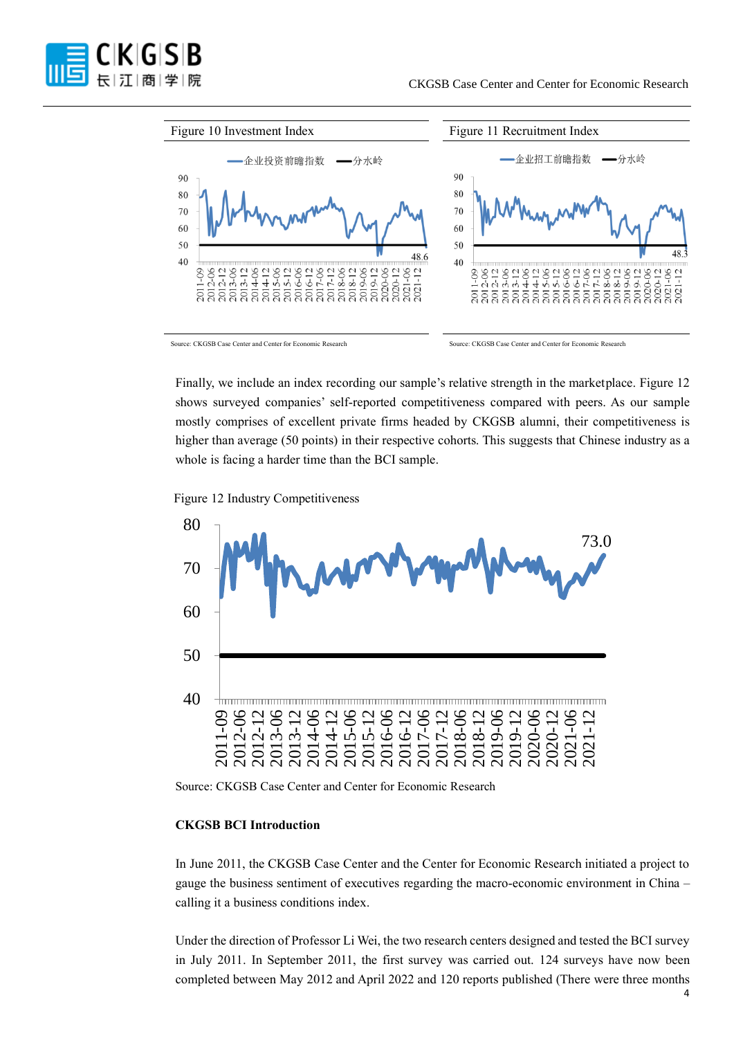Figure 10 Investment Index

Source: CKGSB Case Center and Center for Economic Research

Figure 11 Recruitment Index

Source: CKGSB Case Center and Center for Economic Research

Finally, we include an index recording our sample's relative strength in the marketplace. Figure 12 shows surveyed companies' self-reported competitiveness compared with peers. As our sample mostly comprises of excellent private firms headed by CKGSB alumni, their competitiveness is higher than average (50 points) in their respective cohorts. This suggests that Chinese industry as a whole is facing a harder time than the BCI sample.

Figure 12 Industry Competitiveness

Source: CKGSB Case Center and Center for Economic Research

**CKGSB BCI Introduction**

In June 2011, the CKGSB Case Center and the Center for Economic Research initiated a project to gauge the business sentiment of executives regarding the macro-economic environment in China – calling it a business conditions index.

Under the direction of Professor Li Wei, the two research centers designed and tested the BCI survey in July 2011. In September 2011, the first survey was carried out. 124 surveys have now been completed between May 2012 and April 2022 and 120 reports published (There were three months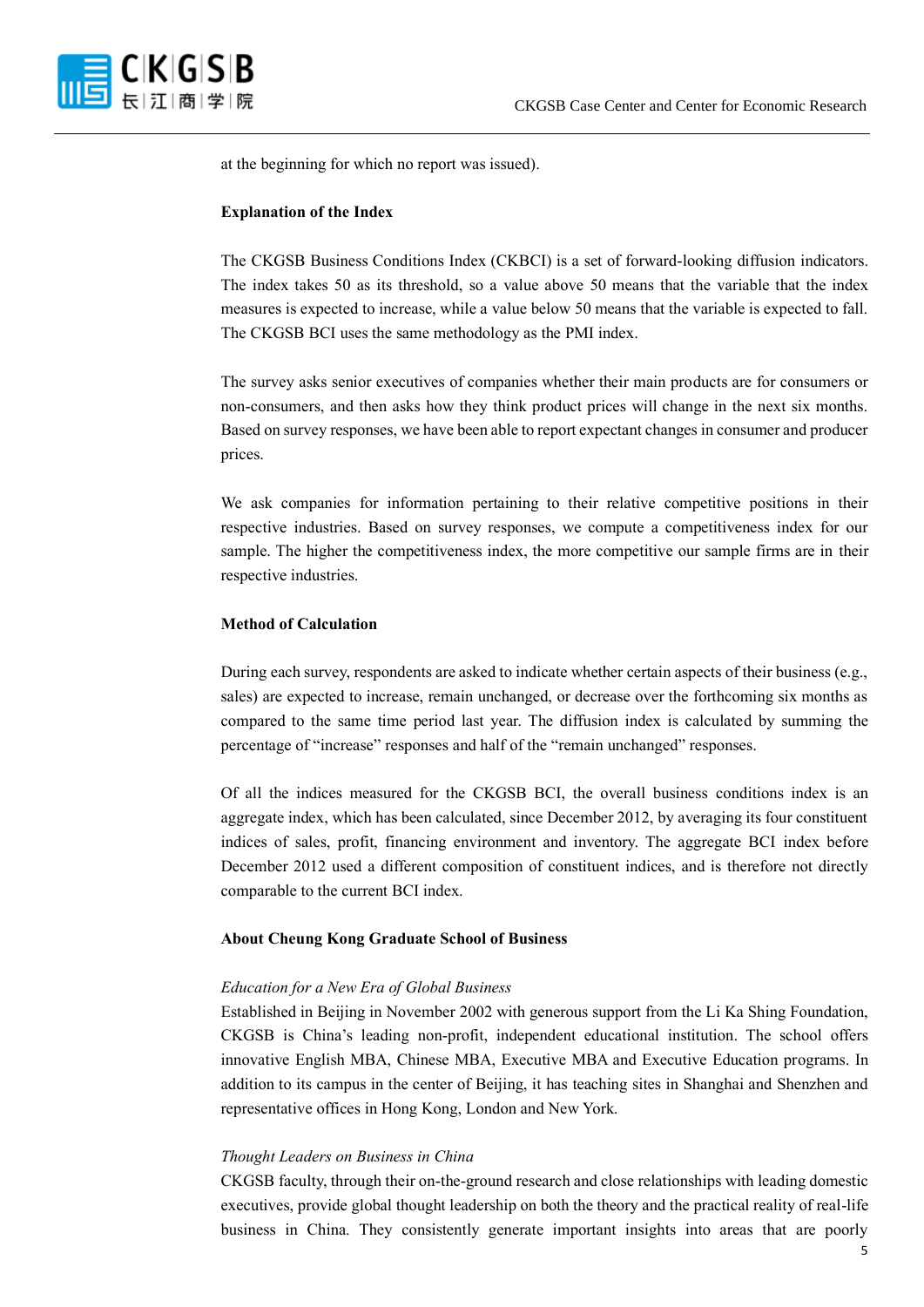at the beginning for which no report was issued).

**Explanation of the Index**

The CKGSB Business Conditions Index (CKBCI) is a set of forward-looking diffusion indicators. The index takes 50 as its threshold, so a value above 50 means that the variable that the index measures is expected to increase, while a value below 50 means that the variable is expected to fall. The CKGSB BCI uses the same methodology as the PMI index.

The survey asks senior executives of companies whether their main products are for consumers or non-consumers, and then asks how they think product prices will change in the next six months. Based on survey responses, we have been able to report expectant changes in consumer and producer prices.

We ask companies for information pertaining to their relative competitive positions in their respective industries. Based on survey responses, we compute a competitiveness index for our sample. The higher the competitiveness index, the more competitive our sample firms are in their respective industries.

**Method of Calculation**

During each survey, respondents are asked to indicate whether certain aspects of their business (e.g., sales) are expected to increase, remain unchanged, or decrease over the forthcoming six months as compared to the same time period last year. The diffusion index is calculated by summing the percentage of "increase" responses and half of the "remain unchanged" responses.

Of all the indices measured for the CKGSB BCI, the overall business conditions index is an aggregate index, which has been calculated, since December 2012, by averaging its four constituent indices of sales, profit, financing environment and inventory. The aggregate BCI index before December 2012 used a different composition of constituent indices, and is therefore not directly comparable to the current BCI index.

**About Cheung Kong Graduate School of Business**

*Education for a New Era of Global Business*

Established in Beijing in November 2002 with generous support from the Li Ka Shing Foundation, CKGSB is China's leading non-profit, independent educational institution. The school offers innovative English MBA, Chinese MBA, Executive MBA and Executive Education programs. In addition to its campus in the center of Beijing, it has teaching sites in Shanghai and Shenzhen and representative offices in Hong Kong, London and New York.

*Thought Leaders on Business in China*

CKGSB faculty, through their on-the-ground research and close relationships with leading domestic executives, provide global thought leadership on both the theory and the practical reality of real-life business in China. They consistently generate important insights into areas that are poorly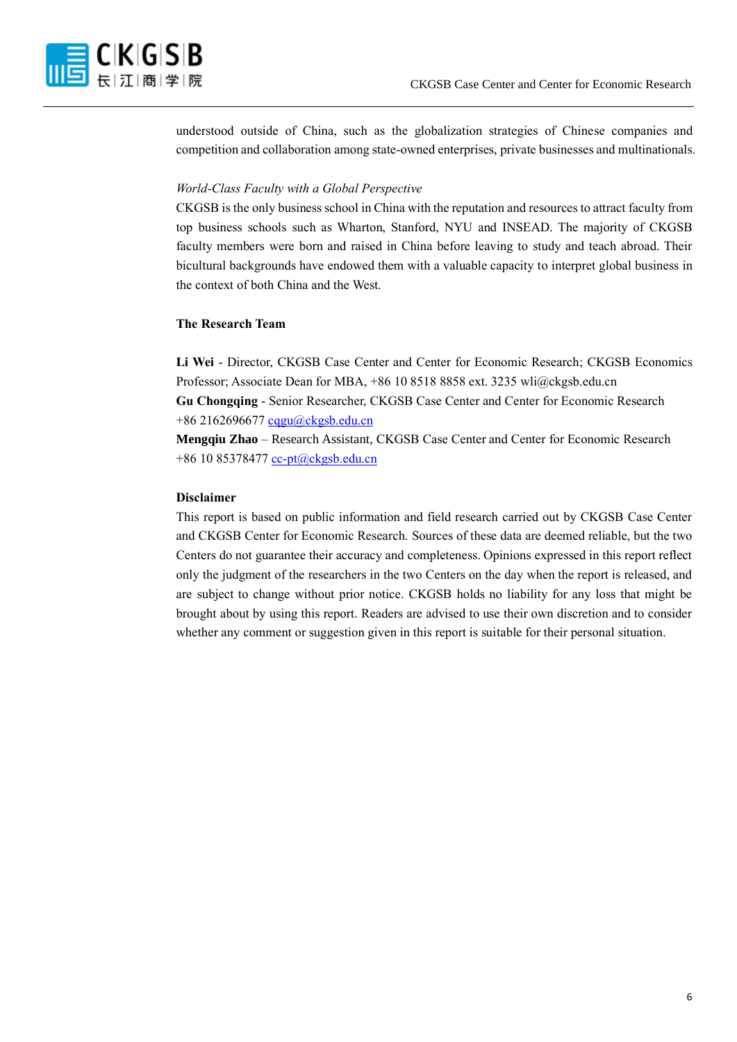understood outside of China, such as the globalization strategies of Chinese companies and competition and collaboration among state-owned enterprises, private businesses and multinationals.

*World-Class Faculty with a Global Perspective*

CKGSB is the only business school in China with the reputation and resources to attract faculty from top business schools such as Wharton, Stanford, NYU and INSEAD. The majority of CKGSB faculty members were born and raised in China before leaving to study and teach abroad. Their bicultural backgrounds have endowed them with a valuable capacity to interpret global business in the context of both China and the West.

**The Research Team**

**Li Wei** - Director, CKGSB Case Center and Center for Economic Research; CKGSB Economics Professor; Associate Dean for MBA, +86 10 8518 8858 ext. 3235 wli@ckgsb.edu.cn

**Gu Chongqing** - Senior Researcher, CKGSB Case Center and Center for Economic Research +86 2162696677 cqgu@ckgsb.edu.cn

**Mengqiu Zhao** – Research Assistant, CKGSB Case Center and Center for Economic Research +86 10 85378477 cc-pt@ckgsb.edu.cn

**Disclaimer**

This report is based on public information and field research carried out by CKGSB Case Center and CKGSB Center for Economic Research. Sources of these data are deemed reliable, but the two Centers do not guarantee their accuracy and completeness. Opinions expressed in this report reflect only the judgment of the researchers in the two Centers on the day when the report is released, and are subject to change without prior notice. CKGSB holds no liability for any loss that might be brought about by using this report. Readers are advised to use their own discretion and to consider whether any comment or suggestion given in this report is suitable for their personal situation.